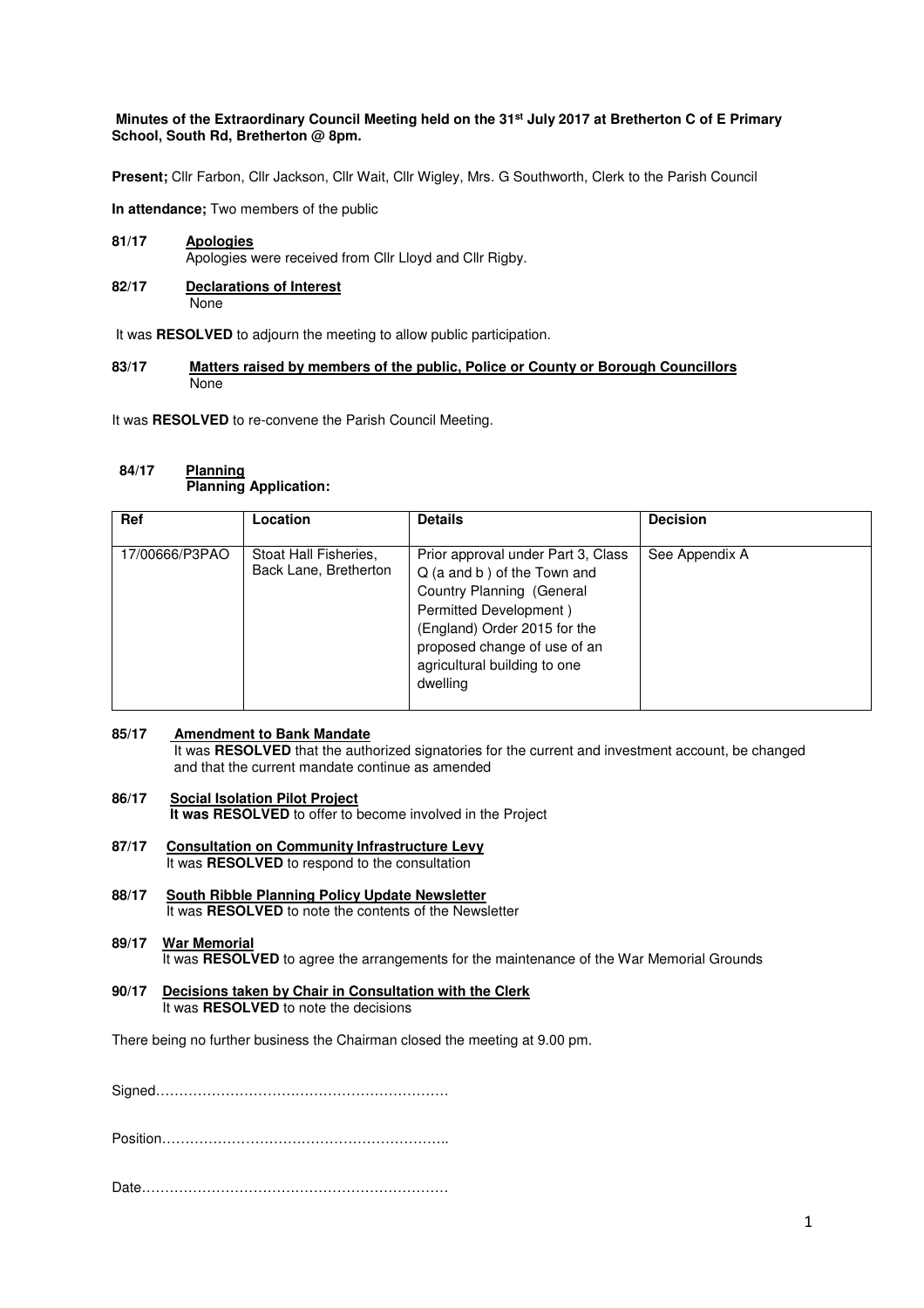**Minutes of the Extraordinary Council Meeting held on the 31st July 2017 at Bretherton C of E Primary School, South Rd, Bretherton @ 8pm.**

**Present;** Cllr Farbon, Cllr Jackson, Cllr Wait, Cllr Wigley, Mrs. G Southworth, Clerk to the Parish Council

**In attendance;** Two members of the public

**81/17 Apologies**

Apologies were received from Cllr Lloyd and Cllr Rigby.

**82/17 Declarations of Interest**

None

It was **RESOLVED** to adjourn the meeting to allow public participation.

**83/17 Matters raised by members of the public, Police or County or Borough Councillors**

None

It was **RESOLVED** to re-convene the Parish Council Meeting.

**84/17 Planning**

**Planning Application:**

| Ref | Location | Details | Decision |
|---|---|---|---|
| 17/00666/P3PAO | Stoat Hall Fisheries, Back Lane, Bretherton | Prior approval under Part 3, Class Q (a and b ) of the Town and Country Planning (General Permitted Development ) (England) Order 2015 for the proposed change of use of an agricultural building to one dwelling | See Appendix A |

**85/17 Amendment to Bank Mandate**

It was **RESOLVED** that the authorized signatories for the current and investment account, be changed and that the current mandate continue as amended

**86/17 Social Isolation Pilot Project**

**It was RESOLVED** to offer to become involved in the Project

**87/17 Consultation on Community Infrastructure Levy**

It was **RESOLVED** to respond to the consultation

**88/17 South Ribble Planning Policy Update Newsletter**

It was **RESOLVED** to note the contents of the Newsletter

**89/17 War Memorial**

It was **RESOLVED** to agree the arrangements for the maintenance of the War Memorial Grounds

**90/17 Decisions taken by Chair in Consultation with the Clerk**

It was **RESOLVED** to note the decisions

There being no further business the Chairman closed the meeting at 9.00 pm.

Signed……………………………………………………

Position…………………………………………………..

Date…………………………………………………………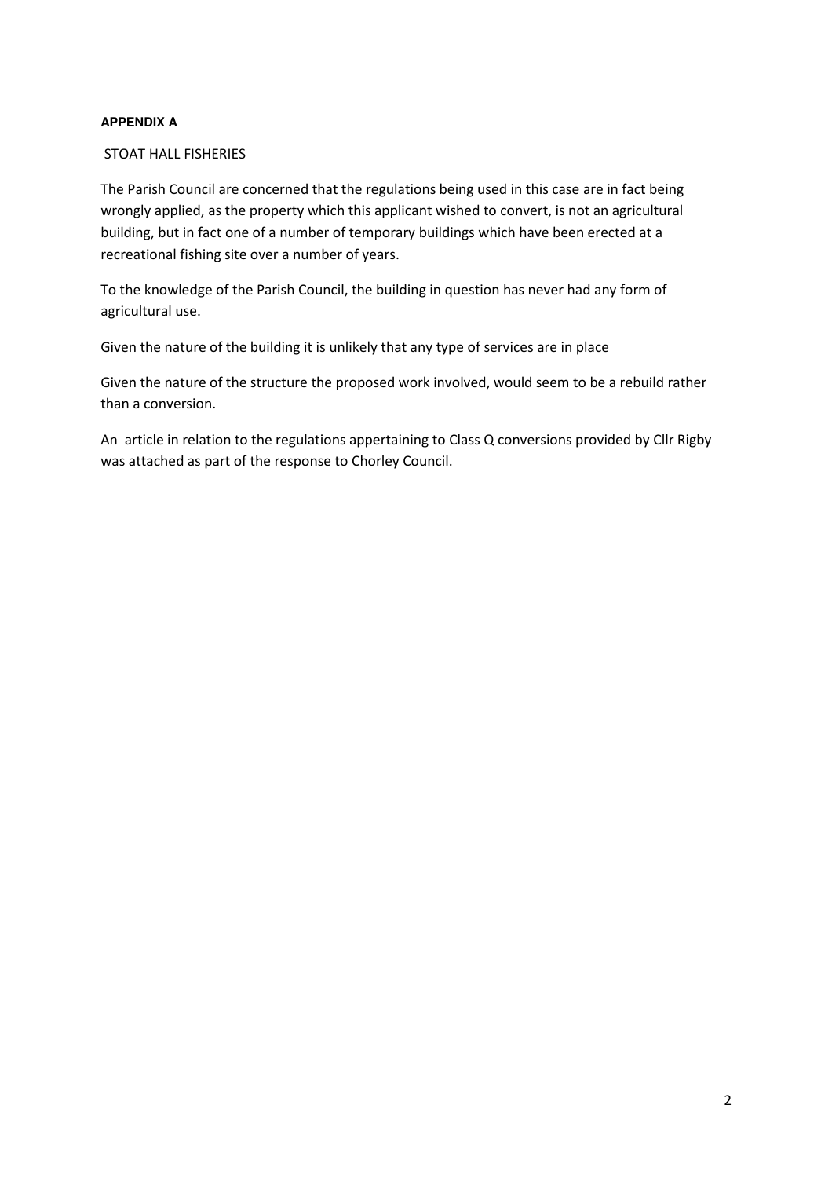**APPENDIX A**

STOAT HALL FISHERIES

The Parish Council are concerned that the regulations being used in this case are in fact being wrongly applied, as the property which this applicant wished to convert, is not an agricultural building, but in fact one of a number of temporary buildings which have been erected at a recreational fishing site over a number of years.

To the knowledge of the Parish Council, the building in question has never had any form of agricultural use.

Given the nature of the building it is unlikely that any type of services are in place

Given the nature of the structure the proposed work involved, would seem to be a rebuild rather than a conversion.

An article in relation to the regulations appertaining to Class Q conversions provided by Cllr Rigby was attached as part of the response to Chorley Council.